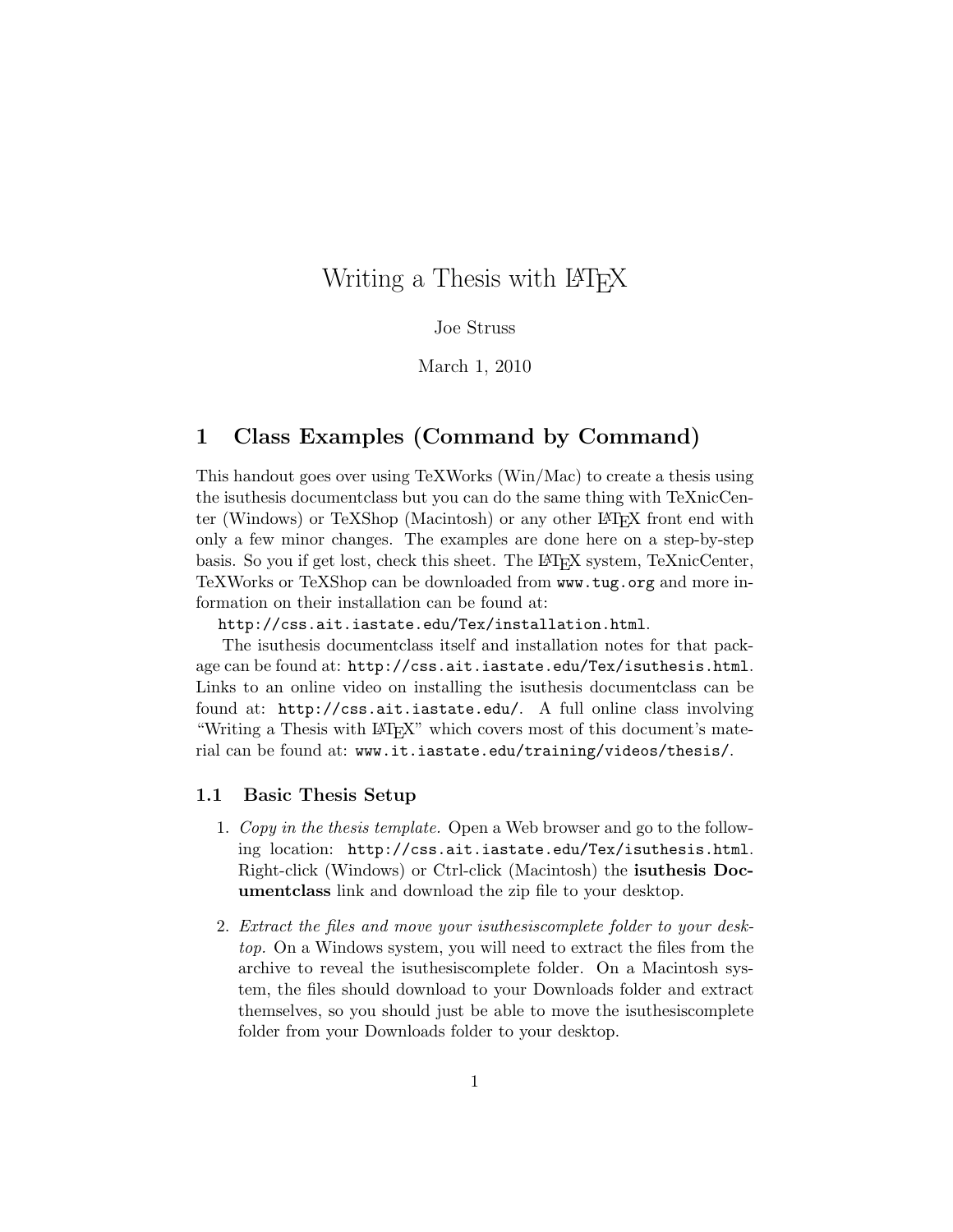# Writing a Thesis with LaTeX

Joe Struss

March 1, 2010

## 1 Class Examples (Command by Command)

This handout goes over using TeXWorks (Win/Mac) to create a thesis using the isuthesis documentclass but you can do the same thing with TeXnicCenter (Windows) or TeXShop (Macintosh) or any other LaTeX front end with only a few minor changes. The examples are done here on a step-by-step basis. So you if get lost, check this sheet. The LaTeX system, TeXnicCenter, TeXWorks or TeXShop can be downloaded from `www.tug.org` and more information on their installation can be found at:

`http://css.ait.iastate.edu/Tex/installation.html`.

The isuthesis documentclass itself and installation notes for that package can be found at: `http://css.ait.iastate.edu/Tex/isuthesis.html`. Links to an online video on installing the isuthesis documentclass can be found at: `http://css.ait.iastate.edu/`. A full online class involving "Writing a Thesis with LaTeX" which covers most of this document's material can be found at: `www.it.iastate.edu/training/videos/thesis/`.

### 1.1 Basic Thesis Setup

1. *Copy in the thesis template.* Open a Web browser and go to the following location: `http://css.ait.iastate.edu/Tex/isuthesis.html`. Right-click (Windows) or Ctrl-click (Macintosh) the **isuthesis Documentclass** link and download the zip file to your desktop.

2. *Extract the files and move your isuthesiscomplete folder to your desktop.* On a Windows system, you will need to extract the files from the archive to reveal the isuthesiscomplete folder. On a Macintosh system, the files should download to your Downloads folder and extract themselves, so you should just be able to move the isuthesiscomplete folder from your Downloads folder to your desktop.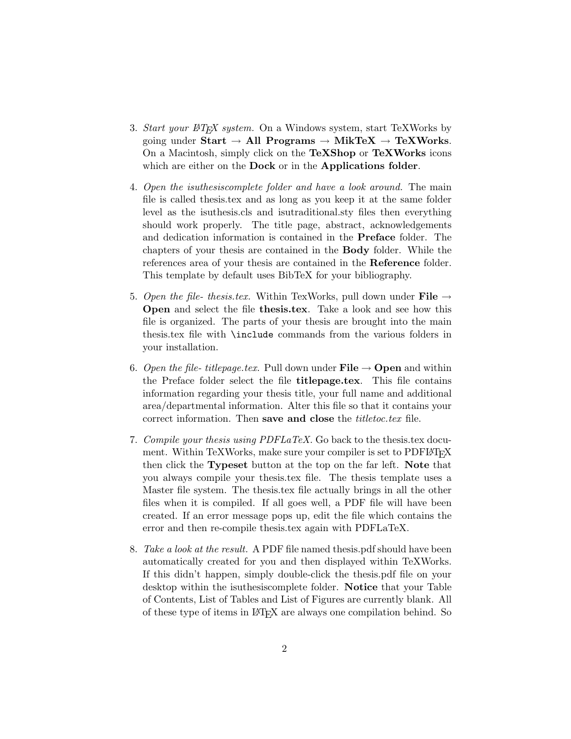3. *Start your LaTeX system.* On a Windows system, start TeXWorks by going under **Start** → **All Programs** → **MikTeX** → **TeXWorks**. On a Macintosh, simply click on the **TeXShop** or **TeXWorks** icons which are either on the **Dock** or in the **Applications folder**.

4. *Open the isuthesiscomplete folder and have a look around.* The main file is called thesis.tex and as long as you keep it at the same folder level as the isuthesis.cls and isutraditional.sty files then everything should work properly. The title page, abstract, acknowledgements and dedication information is contained in the **Preface** folder. The chapters of your thesis are contained in the **Body** folder. While the references area of your thesis are contained in the **Reference** folder. This template by default uses BibTeX for your bibliography.

5. *Open the file- thesis.tex.* Within TexWorks, pull down under **File** → **Open** and select the file **thesis.tex**. Take a look and see how this file is organized. The parts of your thesis are brought into the main thesis.tex file with `\include` commands from the various folders in your installation.

6. *Open the file- titlepage.tex.* Pull down under **File** → **Open** and within the Preface folder select the file **titlepage.tex**. This file contains information regarding your thesis title, your full name and additional area/departmental information. Alter this file so that it contains your correct information. Then **save and close** the *titletoc.tex* file.

7. *Compile your thesis using PDFLaTeX.* Go back to the thesis.tex document. Within TeXWorks, make sure your compiler is set to PDFLaTeX then click the **Typeset** button at the top on the far left. **Note** that you always compile your thesis.tex file. The thesis template uses a Master file system. The thesis.tex file actually brings in all the other files when it is compiled. If all goes well, a PDF file will have been created. If an error message pops up, edit the file which contains the error and then re-compile thesis.tex again with PDFLaTeX.

8. *Take a look at the result.* A PDF file named thesis.pdf should have been automatically created for you and then displayed within TeXWorks. If this didn't happen, simply double-click the thesis.pdf file on your desktop within the isuthesiscomplete folder. **Notice** that your Table of Contents, List of Tables and List of Figures are currently blank. All of these type of items in LaTeX are always one compilation behind. So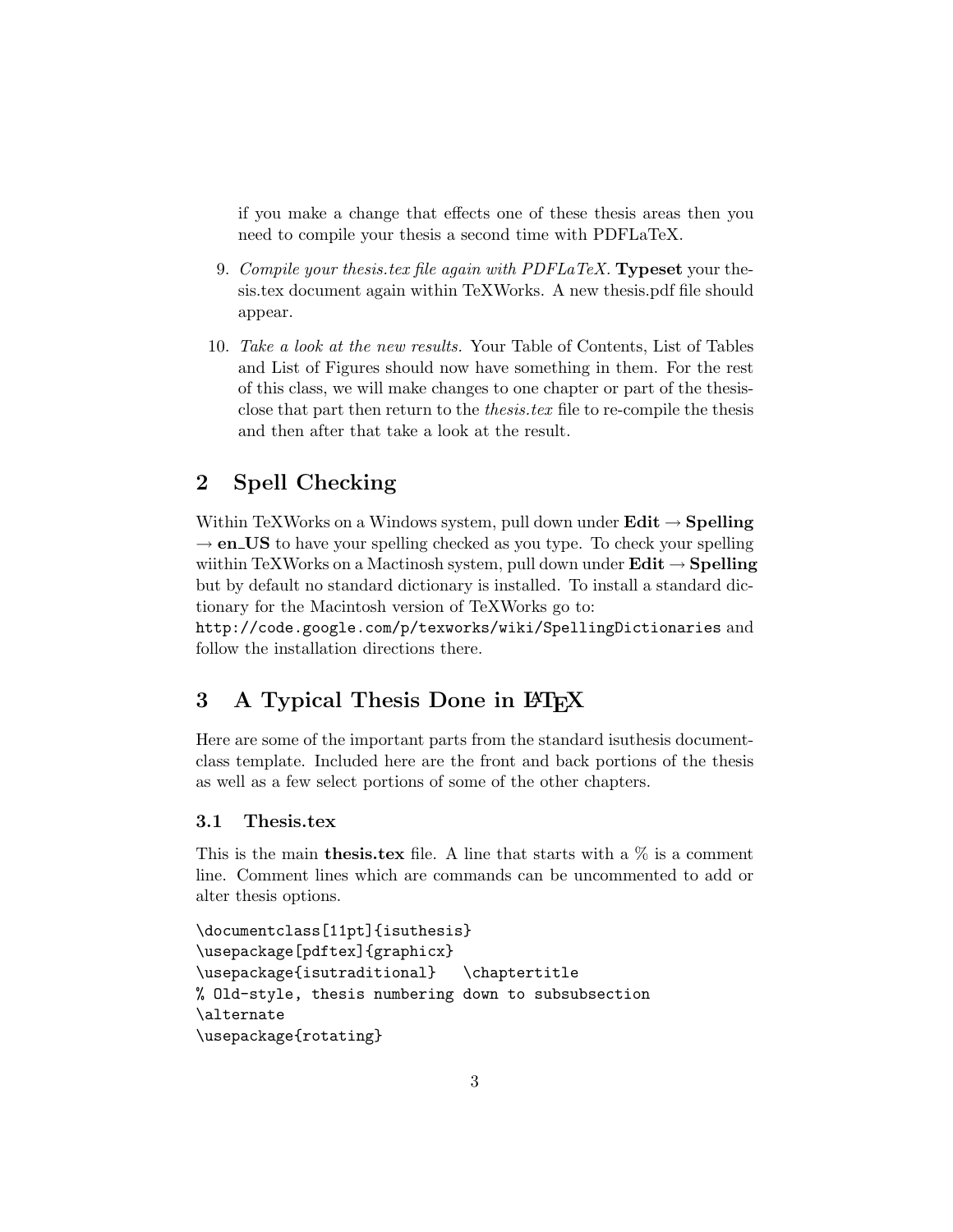if you make a change that effects one of these thesis areas then you need to compile your thesis a second time with PDFLaTeX.

9. *Compile your thesis.tex file again with PDFLaTeX.* **Typeset** your thesis.tex document again within TeXWorks. A new thesis.pdf file should appear.

10. *Take a look at the new results.* Your Table of Contents, List of Tables and List of Figures should now have something in them. For the rest of this class, we will make changes to one chapter or part of the thesis-close that part then return to the *thesis.tex* file to re-compile the thesis and then after that take a look at the result.

## 2 Spell Checking

Within TeXWorks on a Windows system, pull down under **Edit** → **Spelling** → **en_US** to have your spelling checked as you type. To check your spelling wiithin TeXWorks on a Mactinosh system, pull down under **Edit** → **Spelling** but by default no standard dictionary is installed. To install a standard dictionary for the Macintosh version of TeXWorks go to:
`http://code.google.com/p/texworks/wiki/SpellingDictionaries` and follow the installation directions there.

## 3 A Typical Thesis Done in LaTeX

Here are some of the important parts from the standard isuthesis documentclass template. Included here are the front and back portions of the thesis as well as a few select portions of some of the other chapters.

### 3.1 Thesis.tex

This is the main **thesis.tex** file. A line that starts with a % is a comment line. Comment lines which are commands can be uncommented to add or alter thesis options.

```
\documentclass[11pt]{isuthesis}
\usepackage[pdftex]{graphicx}
\usepackage{isutraditional}   \chaptertitle
% Old-style, thesis numbering down to subsubsection
\alternate
\usepackage{rotating}
```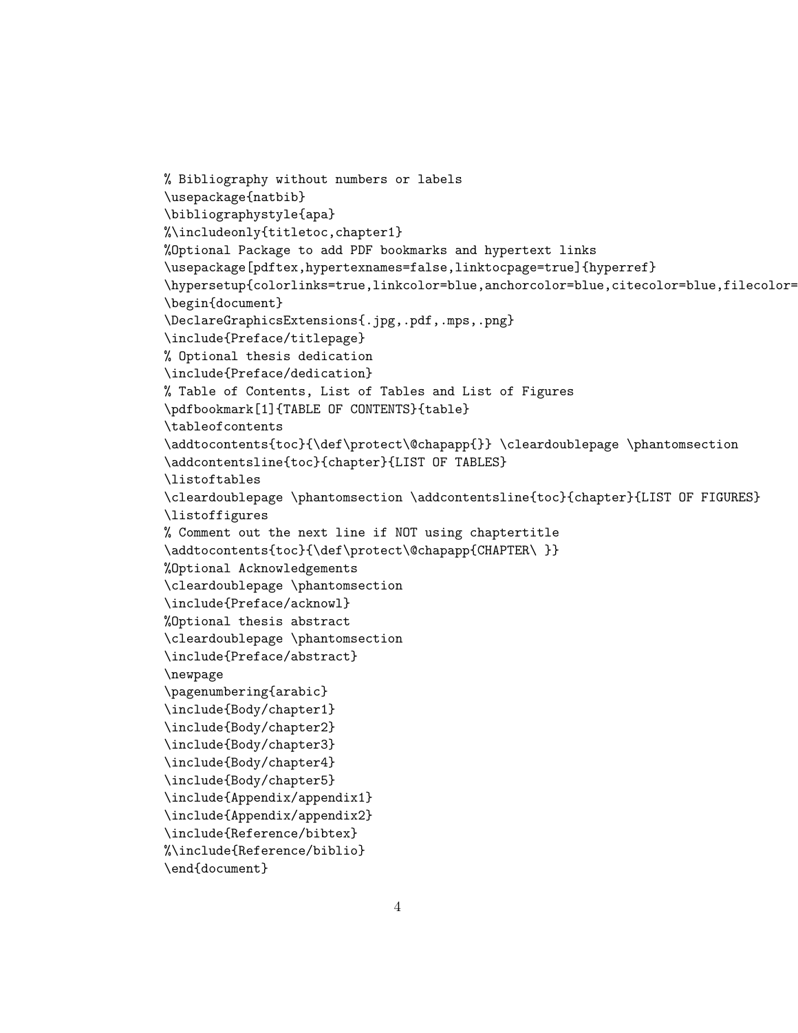```
% Bibliography without numbers or labels
\usepackage{natbib}
\bibliographystyle{apa}
%\includeonly{titletoc,chapter1}
%Optional Package to add PDF bookmarks and hypertext links
\usepackage[pdftex,hypertexnames=false,linktocpage=true]{hyperref}
\hypersetup{colorlinks=true,linkcolor=blue,anchorcolor=blue,citecolor=blue,filecolor=
\begin{document}
\DeclareGraphicsExtensions{.jpg,.pdf,.mps,.png}
\include{Preface/titlepage}
% Optional thesis dedication
\include{Preface/dedication}
% Table of Contents, List of Tables and List of Figures
\pdfbookmark[1]{TABLE OF CONTENTS}{table}
\tableofcontents
\addtocontents{toc}{\def\protect\@chapapp{}} \cleardoublepage \phantomsection
\addcontentsline{toc}{chapter}{LIST OF TABLES}
\listoftables
\cleardoublepage \phantomsection \addcontentsline{toc}{chapter}{LIST OF FIGURES}
\listoffigures
% Comment out the next line if NOT using chaptertitle
\addtocontents{toc}{\def\protect\@chapapp{CHAPTER\ }}
%Optional Acknowledgements
\cleardoublepage \phantomsection
\include{Preface/acknowl}
%Optional thesis abstract
\cleardoublepage \phantomsection
\include{Preface/abstract}
\newpage
\pagenumbering{arabic}
\include{Body/chapter1}
\include{Body/chapter2}
\include{Body/chapter3}
\include{Body/chapter4}
\include{Body/chapter5}
\include{Appendix/appendix1}
\include{Appendix/appendix2}
\include{Reference/bibtex}
%\include{Reference/biblio}
\end{document}
```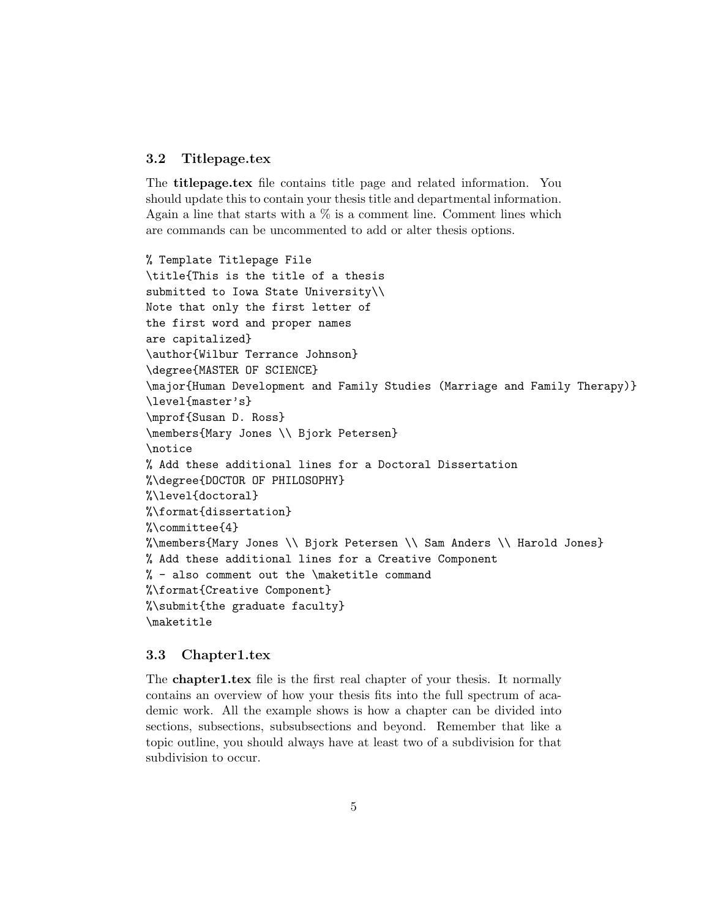## 3.2 Titlepage.tex

The **titlepage.tex** file contains title page and related information. You should update this to contain your thesis title and departmental information. Again a line that starts with a % is a comment line. Comment lines which are commands can be uncommented to add or alter thesis options.

```
% Template Titlepage File
\title{This is the title of a thesis
submitted to Iowa State University\\
Note that only the first letter of
the first word and proper names
are capitalized}
\author{Wilbur Terrance Johnson}
\degree{MASTER OF SCIENCE}
\major{Human Development and Family Studies (Marriage and Family Therapy)}
\level{master's}
\mprof{Susan D. Ross}
\members{Mary Jones \\ Bjork Petersen}
\notice
% Add these additional lines for a Doctoral Dissertation
%\degree{DOCTOR OF PHILOSOPHY}
%\level{doctoral}
%\format{dissertation}
%\committee{4}
%\members{Mary Jones \\ Bjork Petersen \\ Sam Anders \\ Harold Jones}
% Add these additional lines for a Creative Component
% - also comment out the \maketitle command
%\format{Creative Component}
%\submit{the graduate faculty}
\maketitle
```

## 3.3 Chapter1.tex

The **chapter1.tex** file is the first real chapter of your thesis. It normally contains an overview of how your thesis fits into the full spectrum of academic work. All the example shows is how a chapter can be divided into sections, subsections, subsubsections and beyond. Remember that like a topic outline, you should always have at least two of a subdivision for that subdivision to occur.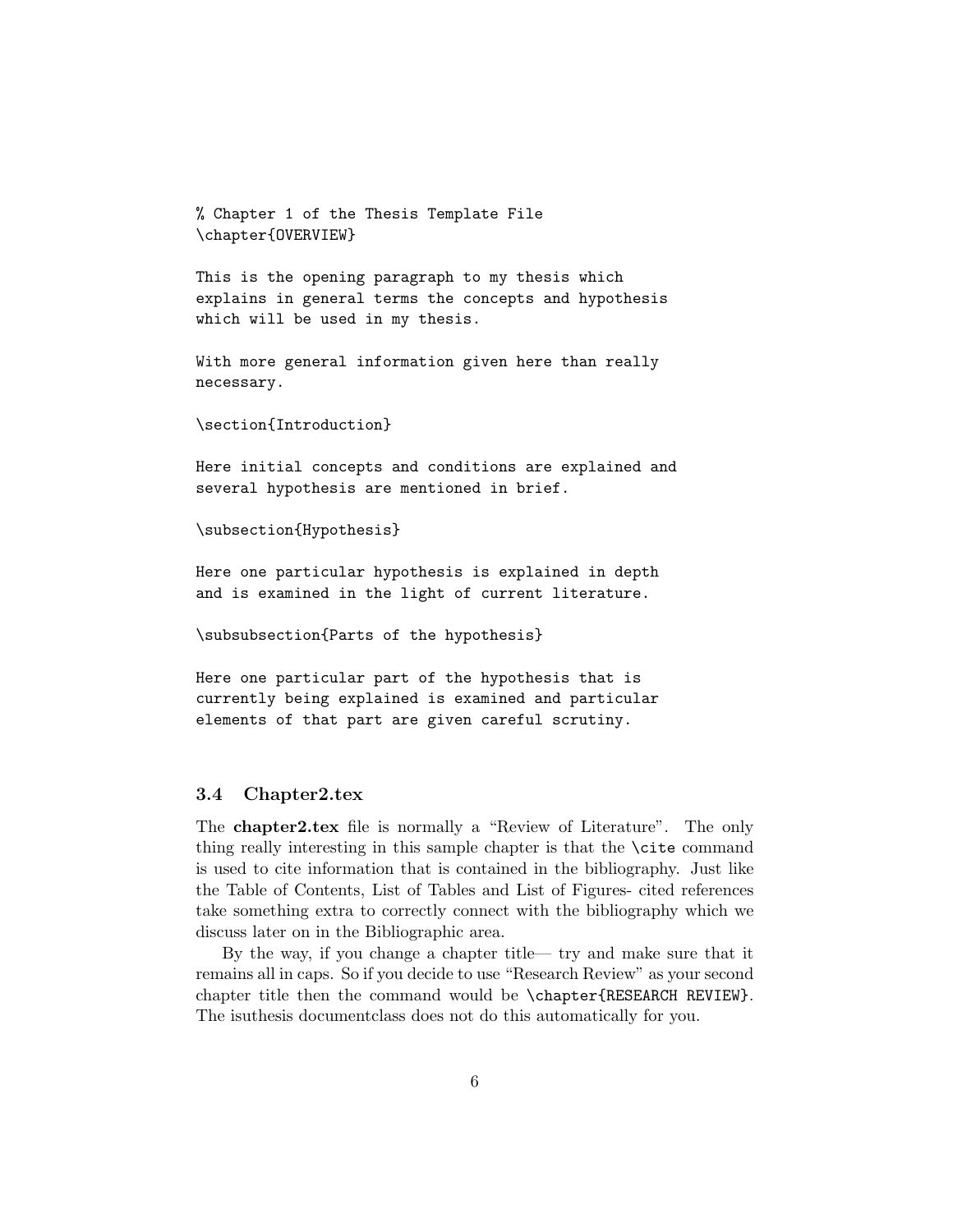```
% Chapter 1 of the Thesis Template File
\chapter{OVERVIEW}

This is the opening paragraph to my thesis which
explains in general terms the concepts and hypothesis
which will be used in my thesis.

With more general information given here than really
necessary.

\section{Introduction}

Here initial concepts and conditions are explained and
several hypothesis are mentioned in brief.

\subsection{Hypothesis}

Here one particular hypothesis is explained in depth
and is examined in the light of current literature.

\subsubsection{Parts of the hypothesis}

Here one particular part of the hypothesis that is
currently being explained is examined and particular
elements of that part are given careful scrutiny.
```

### 3.4 Chapter2.tex

The **chapter2.tex** file is normally a "Review of Literature". The only thing really interesting in this sample chapter is that the `\cite` command is used to cite information that is contained in the bibliography. Just like the Table of Contents, List of Tables and List of Figures- cited references take something extra to correctly connect with the bibliography which we discuss later on in the Bibliographic area.

By the way, if you change a chapter title— try and make sure that it remains all in caps. So if you decide to use "Research Review" as your second chapter title then the command would be `\chapter{RESEARCH REVIEW}`. The isuthesis documentclass does not do this automatically for you.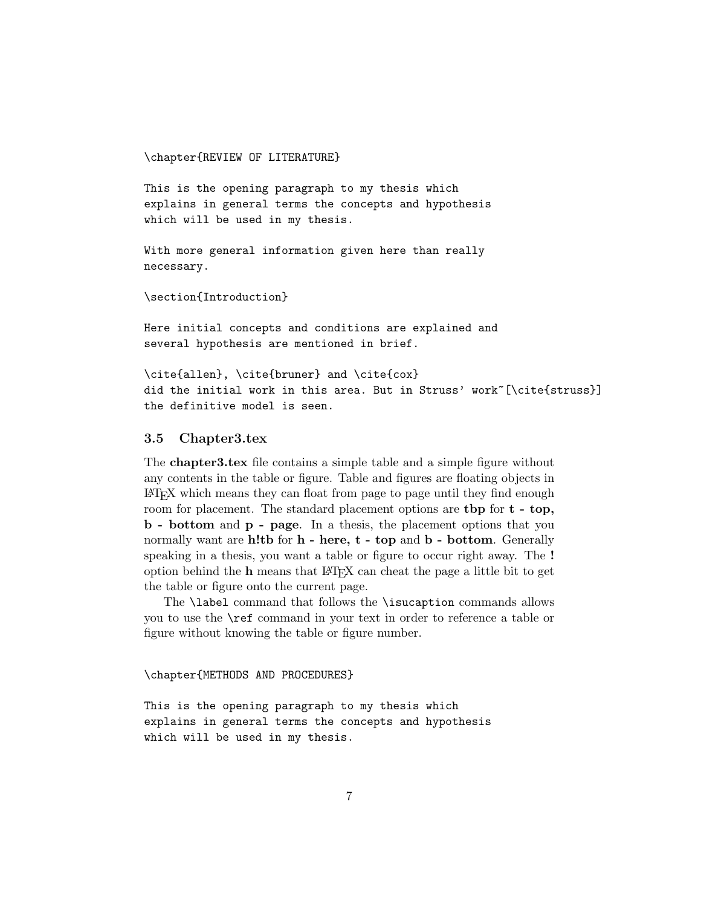```
\chapter{REVIEW OF LITERATURE}

This is the opening paragraph to my thesis which
explains in general terms the concepts and hypothesis
which will be used in my thesis.

With more general information given here than really
necessary.

\section{Introduction}

Here initial concepts and conditions are explained and
several hypothesis are mentioned in brief.

\cite{allen}, \cite{bruner} and \cite{cox}
did the initial work in this area. But in Struss' work~[\cite{struss}]
the definitive model is seen.
```

### 3.5 Chapter3.tex

The **chapter3.tex** file contains a simple table and a simple figure without any contents in the table or figure. Table and figures are floating objects in LaTeX which means they can float from page to page until they find enough room for placement. The standard placement options are **tbp** for **t - top, b - bottom** and **p - page**. In a thesis, the placement options that you normally want are **h!tb** for **h - here, t - top** and **b - bottom**. Generally speaking in a thesis, you want a table or figure to occur right away. The **!** option behind the **h** means that LaTeX can cheat the page a little bit to get the table or figure onto the current page.

The `\label` command that follows the `\isucaption` commands allows you to use the `\ref` command in your text in order to reference a table or figure without knowing the table or figure number.

```
\chapter{METHODS AND PROCEDURES}

This is the opening paragraph to my thesis which
explains in general terms the concepts and hypothesis
which will be used in my thesis.
```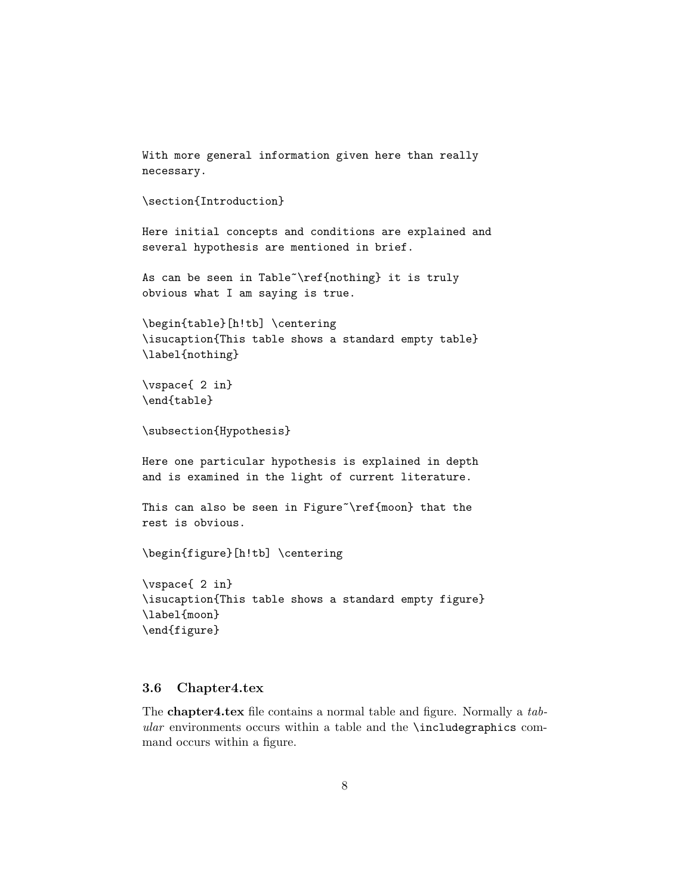```
With more general information given here than really
necessary.

\section{Introduction}

Here initial concepts and conditions are explained and
several hypothesis are mentioned in brief.

As can be seen in Table~\ref{nothing} it is truly
obvious what I am saying is true.

\begin{table}[h!tb] \centering
\isucaption{This table shows a standard empty table}
\label{nothing}

\vspace{ 2 in}
\end{table}

\subsection{Hypothesis}

Here one particular hypothesis is explained in depth
and is examined in the light of current literature.

This can also be seen in Figure~\ref{moon} that the
rest is obvious.

\begin{figure}[h!tb] \centering

\vspace{ 2 in}
\isucaption{This table shows a standard empty figure}
\label{moon}
\end{figure}
```

### 3.6 Chapter4.tex

The **chapter4.tex** file contains a normal table and figure. Normally a *tabular* environments occurs within a table and the `\includegraphics` command occurs within a figure.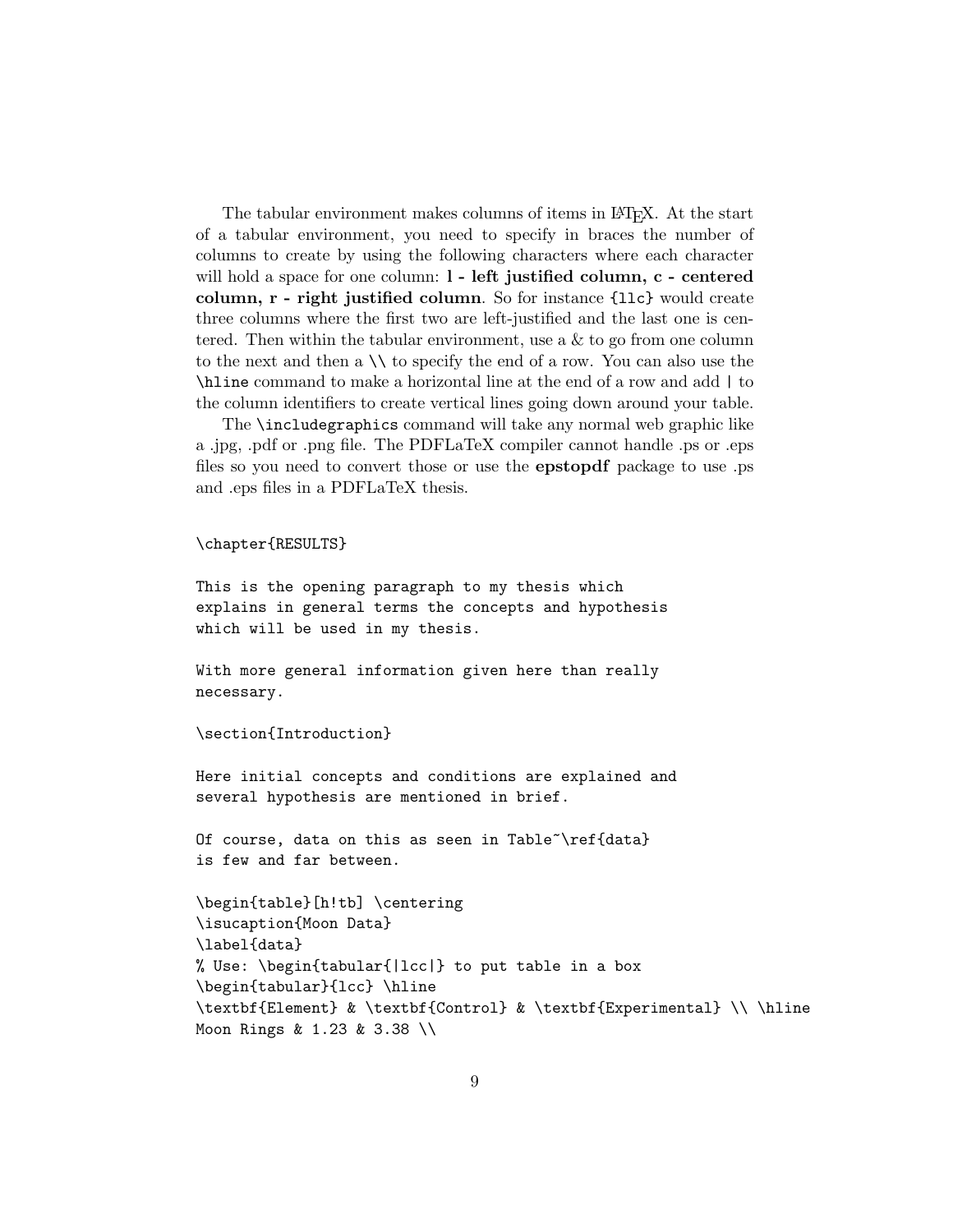The tabular environment makes columns of items in LaTeX. At the start of a tabular environment, you need to specify in braces the number of columns to create by using the following characters where each character will hold a space for one column: **l - left justified column, c - centered column, r - right justified column**. So for instance `{llc}` would create three columns where the first two are left-justified and the last one is centered. Then within the tabular environment, use a & to go from one column to the next and then a \\ to specify the end of a row. You can also use the `\hline` command to make a horizontal line at the end of a row and add `|` to the column identifiers to create vertical lines going down around your table.

The `\includegraphics` command will take any normal web graphic like a .jpg, .pdf or .png file. The PDFLaTeX compiler cannot handle .ps or .eps files so you need to convert those or use the **epstopdf** package to use .ps and .eps files in a PDFLaTeX thesis.

```
\chapter{RESULTS}

This is the opening paragraph to my thesis which
explains in general terms the concepts and hypothesis
which will be used in my thesis.

With more general information given here than really
necessary.

\section{Introduction}

Here initial concepts and conditions are explained and
several hypothesis are mentioned in brief.

Of course, data on this as seen in Table~\ref{data}
is few and far between.

\begin{table}[h!tb] \centering
\isucaption{Moon Data}
\label{data}
% Use: \begin{tabular{|lcc|} to put table in a box
\begin{tabular}{lcc} \hline
\textbf{Element} & \textbf{Control} & \textbf{Experimental} \\ \hline
Moon Rings & 1.23 & 3.38 \\
```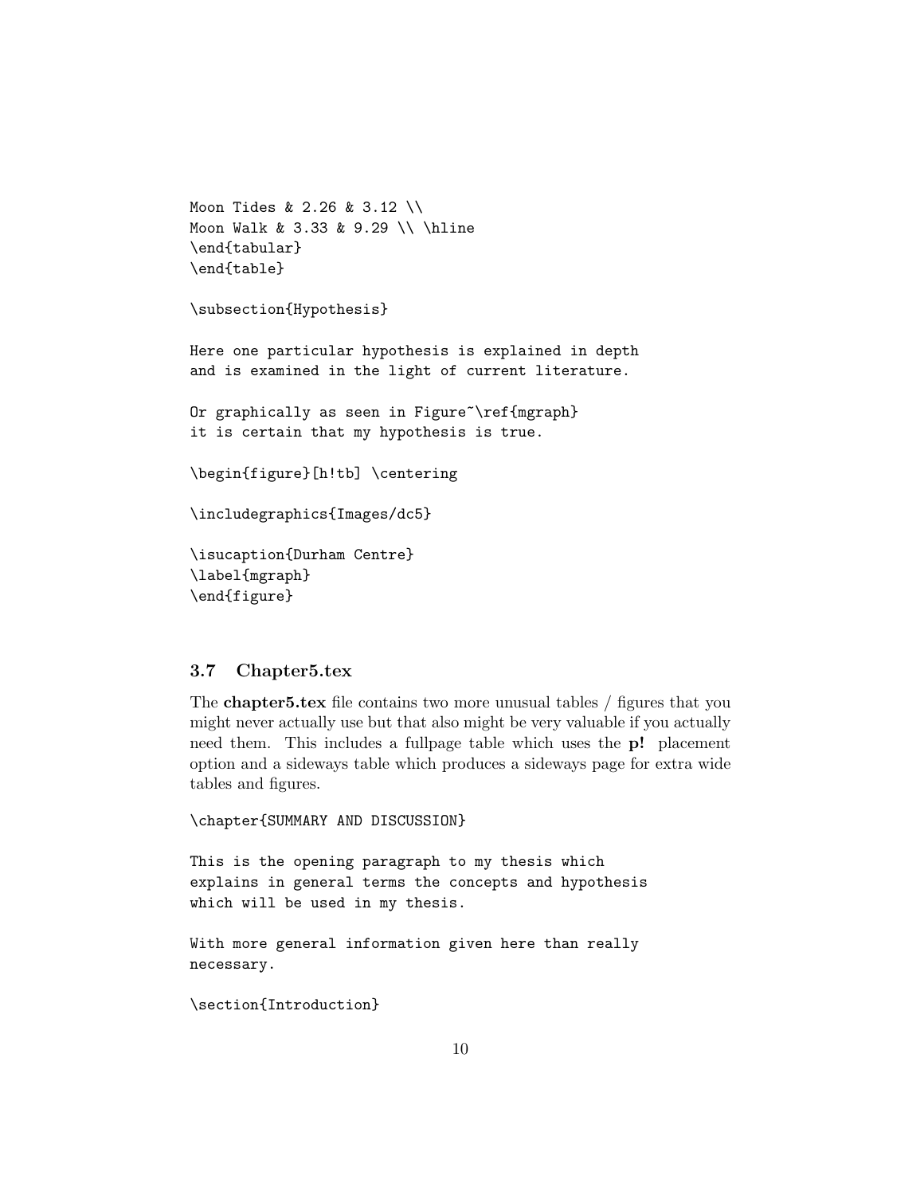```
Moon Tides & 2.26 & 3.12 \\
Moon Walk & 3.33 & 9.29 \\ \hline
\end{tabular}
\end{table}

\subsection{Hypothesis}

Here one particular hypothesis is explained in depth
and is examined in the light of current literature.

Or graphically as seen in Figure~\ref{mgraph}
it is certain that my hypothesis is true.

\begin{figure}[h!tb] \centering

\includegraphics{Images/dc5}

\isucaption{Durham Centre}
\label{mgraph}
\end{figure}
```

### 3.7 Chapter5.tex

The **chapter5.tex** file contains two more unusual tables / figures that you might never actually use but that also might be very valuable if you actually need them. This includes a fullpage table which uses the **p!** placement option and a sideways table which produces a sideways page for extra wide tables and figures.

```
\chapter{SUMMARY AND DISCUSSION}

This is the opening paragraph to my thesis which
explains in general terms the concepts and hypothesis
which will be used in my thesis.

With more general information given here than really
necessary.

\section{Introduction}
```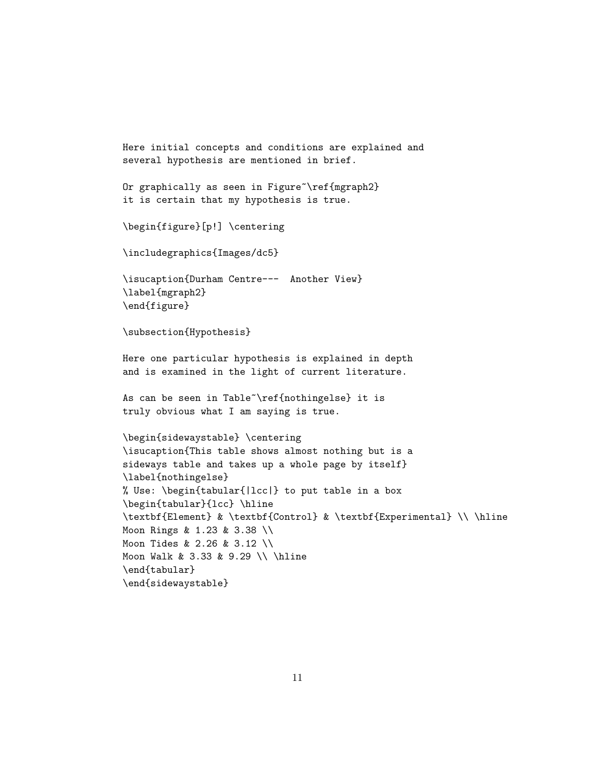```
Here initial concepts and conditions are explained and
several hypothesis are mentioned in brief.

Or graphically as seen in Figure~\ref{mgraph2}
it is certain that my hypothesis is true.

\begin{figure}[p!] \centering

\includegraphics{Images/dc5}

\isucaption{Durham Centre---  Another View}
\label{mgraph2}
\end{figure}

\subsection{Hypothesis}

Here one particular hypothesis is explained in depth
and is examined in the light of current literature.

As can be seen in Table~\ref{nothingelse} it is
truly obvious what I am saying is true.

\begin{sidewaystable} \centering
\isucaption{This table shows almost nothing but is a
sideways table and takes up a whole page by itself}
\label{nothingelse}
% Use: \begin{tabular{|lcc|} to put table in a box
\begin{tabular}{lcc} \hline
\textbf{Element} & \textbf{Control} & \textbf{Experimental} \\ \hline
Moon Rings & 1.23 & 3.38 \\
Moon Tides & 2.26 & 3.12 \\
Moon Walk & 3.33 & 9.29 \\ \hline
\end{tabular}
\end{sidewaystable}
```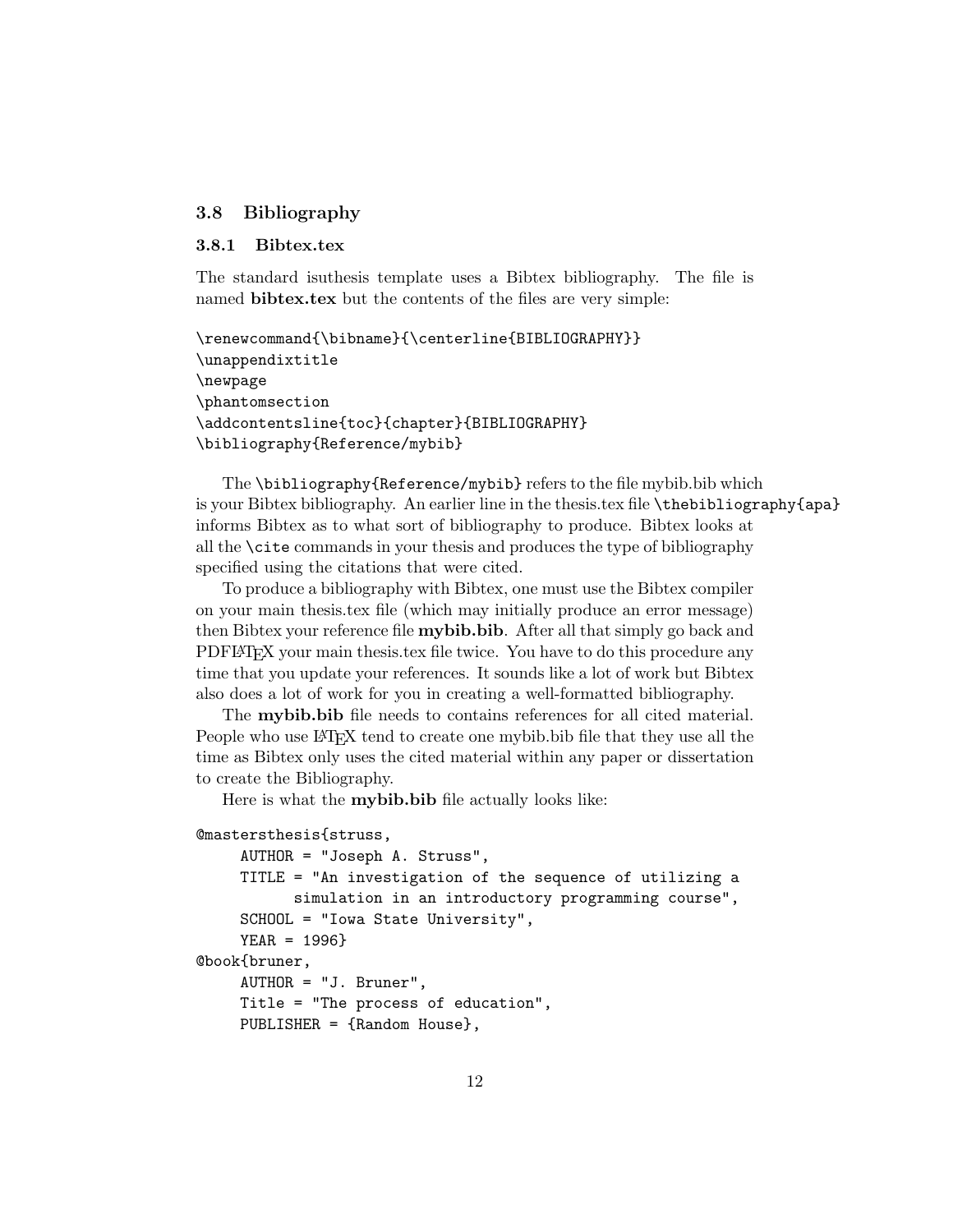## 3.8 Bibliography

### 3.8.1 Bibtex.tex

The standard isuthesis template uses a Bibtex bibliography. The file is named **bibtex.tex** but the contents of the files are very simple:

```
\renewcommand{\bibname}{\centerline{BIBLIOGRAPHY}}
\unappendixtitle
\newpage
\phantomsection
\addcontentsline{toc}{chapter}{BIBLIOGRAPHY}
\bibliography{Reference/mybib}
```

The `\bibliography{Reference/mybib}` refers to the file mybib.bib which is your Bibtex bibliography. An earlier line in the thesis.tex file `\thebibliography{apa}` informs Bibtex as to what sort of bibliography to produce. Bibtex looks at all the `\cite` commands in your thesis and produces the type of bibliography specified using the citations that were cited.

To produce a bibliography with Bibtex, one must use the Bibtex compiler on your main thesis.tex file (which may initially produce an error message) then Bibtex your reference file **mybib.bib**. After all that simply go back and PDFLaTeX your main thesis.tex file twice. You have to do this procedure any time that you update your references. It sounds like a lot of work but Bibtex also does a lot of work for you in creating a well-formatted bibliography.

The **mybib.bib** file needs to contains references for all cited material. People who use LaTeX tend to create one mybib.bib file that they use all the time as Bibtex only uses the cited material within any paper or dissertation to create the Bibliography.

Here is what the **mybib.bib** file actually looks like:

```
@mastersthesis{struss,
     AUTHOR = "Joseph A. Struss",
     TITLE = "An investigation of the sequence of utilizing a
            simulation in an introductory programming course",
     SCHOOL = "Iowa State University",
     YEAR = 1996}
@book{bruner,
     AUTHOR = "J. Bruner",
     Title = "The process of education",
     PUBLISHER = {Random House},
```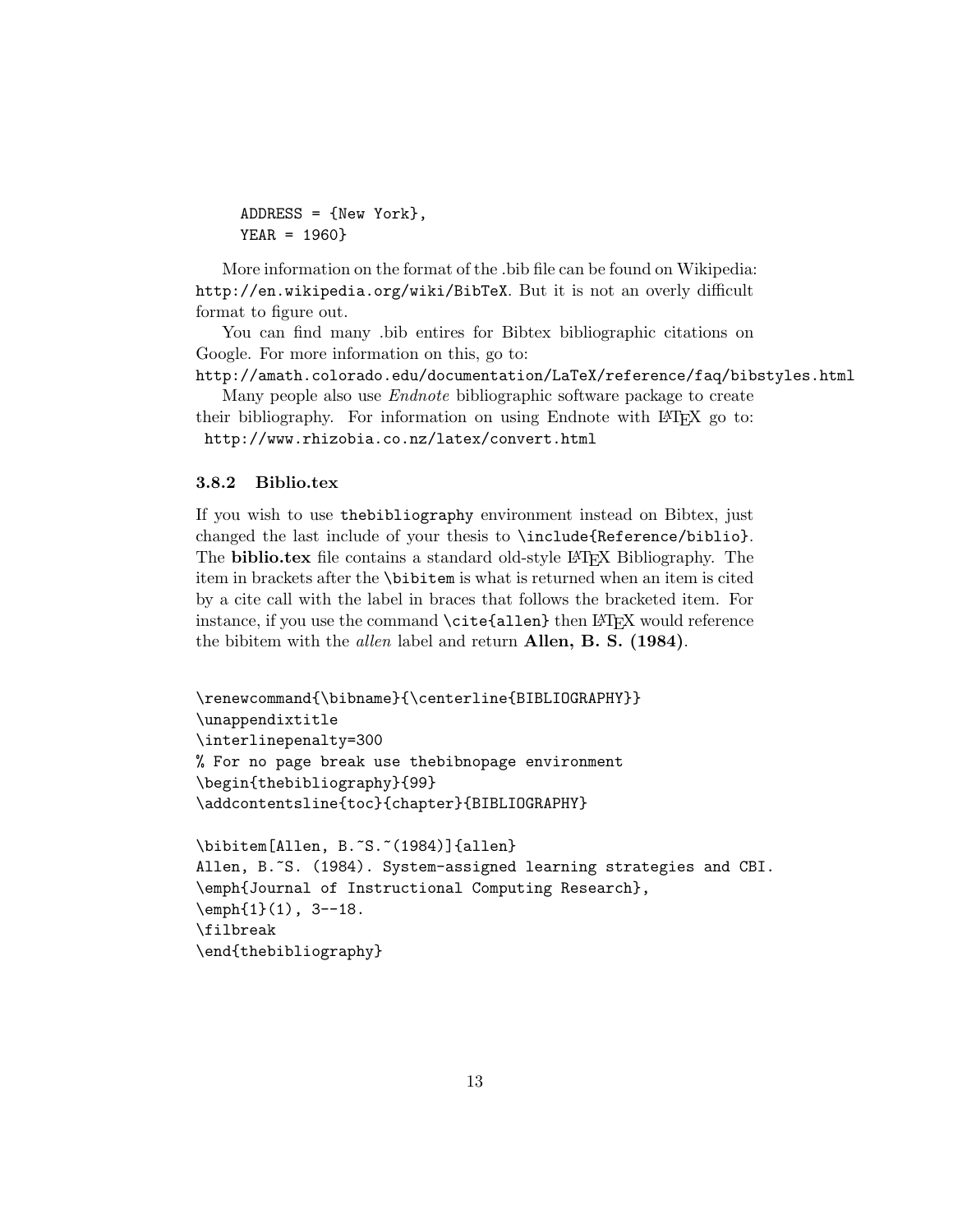```
    ADDRESS = {New York},
    YEAR = 1960}
```

More information on the format of the .bib file can be found on Wikipedia: `http://en.wikipedia.org/wiki/BibTeX`. But it is not an overly difficult format to figure out.

You can find many .bib entires for Bibtex bibliographic citations on Google. For more information on this, go to:
`http://amath.colorado.edu/documentation/LaTeX/reference/faq/bibstyles.html`

Many people also use *Endnote* bibliographic software package to create their bibliography. For information on using Endnote with LaTeX go to: `http://www.rhizobia.co.nz/latex/convert.html`

### 3.8.2 Biblio.tex

If you wish to use `thebibliography` environment instead on Bibtex, just changed the last include of your thesis to `\include{Reference/biblio}`. The **biblio.tex** file contains a standard old-style LaTeX Bibliography. The item in brackets after the `\bibitem` is what is returned when an item is cited by a cite call with the label in braces that follows the bracketed item. For instance, if you use the command `\cite{allen}` then LaTeX would reference the bibitem with the *allen* label and return **Allen, B. S. (1984)**.

```
\renewcommand{\bibname}{\centerline{BIBLIOGRAPHY}}
\unappendixtitle
\interlinepenalty=300
% For no page break use thebibnopage environment
\begin{thebibliography}{99}
\addcontentsline{toc}{chapter}{BIBLIOGRAPHY}

\bibitem[Allen, B.~S.~(1984)]{allen}
Allen, B.~S. (1984). System-assigned learning strategies and CBI.
\emph{Journal of Instructional Computing Research},
\emph{1}(1), 3--18.
\filbreak
\end{thebibliography}
```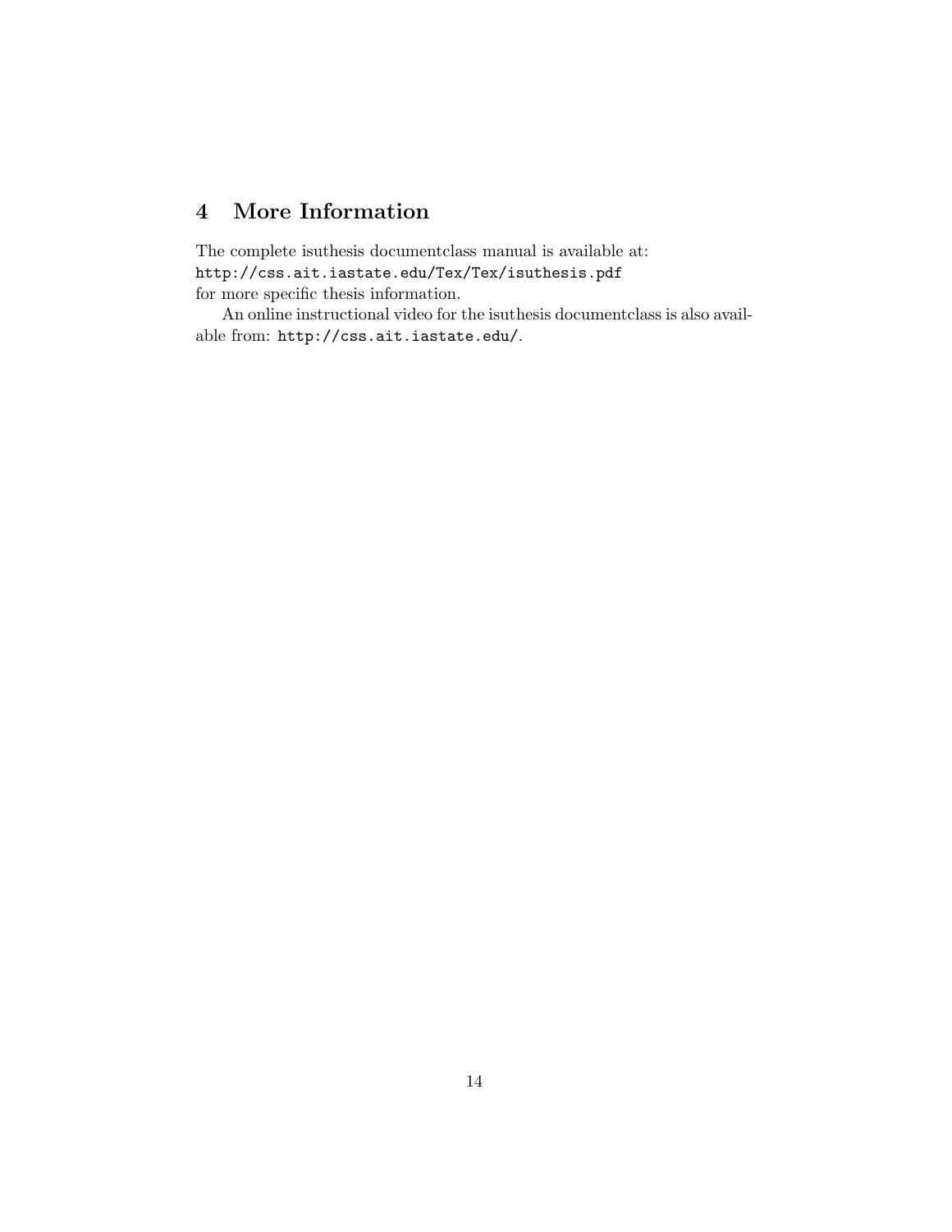## 4 More Information

The complete isuthesis documentclass manual is available at:
`http://css.ait.iastate.edu/Tex/Tex/isuthesis.pdf`
for more specific thesis information.

An online instructional video for the isuthesis documentclass is also available from: `http://css.ait.iastate.edu/`.